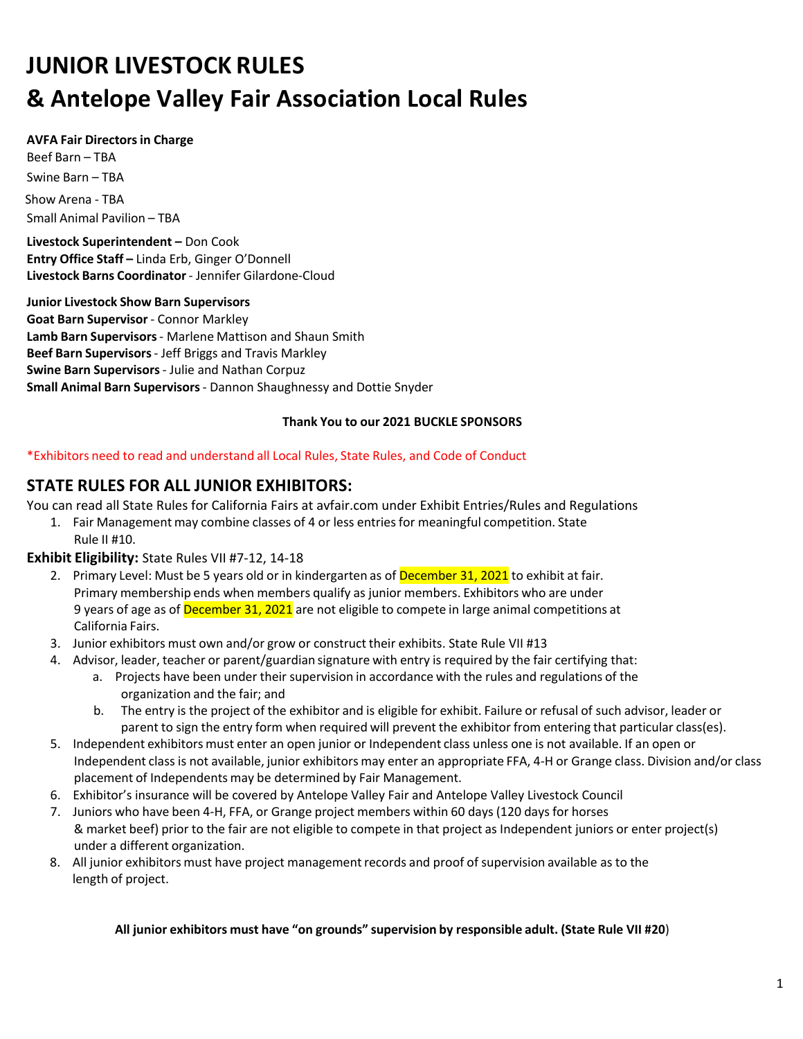# JUNIOR LIVESTOCK RULES
# & Antelope Valley Fair Association Local Rules

**AVFA Fair Directors in Charge**

Beef Barn – TBA

Swine Barn – TBA

Show Arena - TBA

Small Animal Pavilion – TBA

**Livestock Superintendent –** Don Cook
**Entry Office Staff –** Linda Erb, Ginger O'Donnell
**Livestock Barns Coordinator** - Jennifer Gilardone-Cloud

**Junior Livestock Show Barn Supervisors**
**Goat Barn Supervisor** - Connor Markley
**Lamb Barn Supervisors** - Marlene Mattison and Shaun Smith
**Beef Barn Supervisors** - Jeff Briggs and Travis Markley
**Swine Barn Supervisors** - Julie and Nathan Corpuz
**Small Animal Barn Supervisors** - Dannon Shaughnessy and Dottie Snyder

**Thank You to our 2021 BUCKLE SPONSORS**

*Exhibitors need to read and understand all Local Rules, State Rules, and Code of Conduct

## STATE RULES FOR ALL JUNIOR EXHIBITORS:

You can read all State Rules for California Fairs at avfair.com under Exhibit Entries/Rules and Regulations

1. Fair Management may combine classes of 4 or less entries for meaningful competition. State Rule II #10.

**Exhibit Eligibility:** State Rules VII #7-12, 14-18

2. Primary Level: Must be 5 years old or in kindergarten as of December 31, 2021 to exhibit at fair. Primary membership ends when members qualify as junior members. Exhibitors who are under 9 years of age as of December 31, 2021 are not eligible to compete in large animal competitions at California Fairs.
3. Junior exhibitors must own and/or grow or construct their exhibits. State Rule VII #13
4. Advisor, leader, teacher or parent/guardian signature with entry is required by the fair certifying that:
   a. Projects have been under their supervision in accordance with the rules and regulations of the organization and the fair; and
   b. The entry is the project of the exhibitor and is eligible for exhibit. Failure or refusal of such advisor, leader or parent to sign the entry form when required will prevent the exhibitor from entering that particular class(es).
5. Independent exhibitors must enter an open junior or Independent class unless one is not available. If an open or Independent class is not available, junior exhibitors may enter an appropriate FFA, 4-H or Grange class. Division and/or class placement of Independents may be determined by Fair Management.
6. Exhibitor's insurance will be covered by Antelope Valley Fair and Antelope Valley Livestock Council
7. Juniors who have been 4-H, FFA, or Grange project members within 60 days (120 days for horses & market beef) prior to the fair are not eligible to compete in that project as Independent juniors or enter project(s) under a different organization.
8. All junior exhibitors must have project management records and proof of supervision available as to the length of project.

**All junior exhibitors must have "on grounds" supervision by responsible adult. (State Rule VII #20**)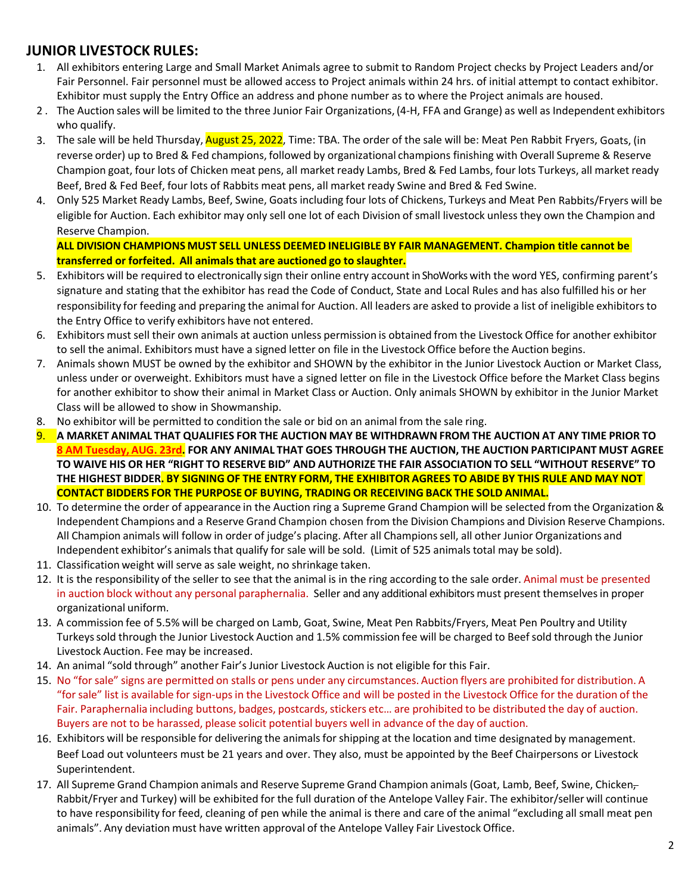## JUNIOR LIVESTOCK RULES:

1. All exhibitors entering Large and Small Market Animals agree to submit to Random Project checks by Project Leaders and/or Fair Personnel. Fair personnel must be allowed access to Project animals within 24 hrs. of initial attempt to contact exhibitor. Exhibitor must supply the Entry Office an address and phone number as to where the Project animals are housed.
2. The Auction sales will be limited to the three Junior Fair Organizations, (4-H, FFA and Grange) as well as Independent exhibitors who qualify.
3. The sale will be held Thursday, August 25, 2022, Time: TBA. The order of the sale will be: Meat Pen Rabbit Fryers, Goats, (in reverse order) up to Bred & Fed champions, followed by organizational champions finishing with Overall Supreme & Reserve Champion goat, four lots of Chicken meat pens, all market ready Lambs, Bred & Fed Lambs, four lots Turkeys, all market ready Beef, Bred & Fed Beef, four lots of Rabbits meat pens, all market ready Swine and Bred & Fed Swine.
4. Only 525 Market Ready Lambs, Beef, Swine, Goats including four lots of Chickens, Turkeys and Meat Pen Rabbits/Fryers will be eligible for Auction. Each exhibitor may only sell one lot of each Division of small livestock unless they own the Champion and Reserve Champion.

   **ALL DIVISION CHAMPIONS MUST SELL UNLESS DEEMED INELIGIBLE BY FAIR MANAGEMENT. Champion title cannot be transferred or forfeited. All animals that are auctioned go to slaughter.**
5. Exhibitors will be required to electronically sign their online entry account in ShoWorks with the word YES, confirming parent's signature and stating that the exhibitor has read the Code of Conduct, State and Local Rules and has also fulfilled his or her responsibility for feeding and preparing the animal for Auction. All leaders are asked to provide a list of ineligible exhibitors to the Entry Office to verify exhibitors have not entered.
6. Exhibitors must sell their own animals at auction unless permission is obtained from the Livestock Office for another exhibitor to sell the animal. Exhibitors must have a signed letter on file in the Livestock Office before the Auction begins.
7. Animals shown MUST be owned by the exhibitor and SHOWN by the exhibitor in the Junior Livestock Auction or Market Class, unless under or overweight. Exhibitors must have a signed letter on file in the Livestock Office before the Market Class begins for another exhibitor to show their animal in Market Class or Auction. Only animals SHOWN by exhibitor in the Junior Market Class will be allowed to show in Showmanship.
8. No exhibitor will be permitted to condition the sale or bid on an animal from the sale ring.
9. **A MARKET ANIMAL THAT QUALIFIES FOR THE AUCTION MAY BE WITHDRAWN FROM THE AUCTION AT ANY TIME PRIOR TO 8 AM Tuesday, AUG. 23rd. FOR ANY ANIMAL THAT GOES THROUGH THE AUCTION, THE AUCTION PARTICIPANT MUST AGREE TO WAIVE HIS OR HER "RIGHT TO RESERVE BID" AND AUTHORIZE THE FAIR ASSOCIATION TO SELL "WITHOUT RESERVE" TO THE HIGHEST BIDDER. BY SIGNING OF THE ENTRY FORM, THE EXHIBITOR AGREES TO ABIDE BY THIS RULE AND MAY NOT CONTACT BIDDERS FOR THE PURPOSE OF BUYING, TRADING OR RECEIVING BACK THE SOLD ANIMAL.**
10. To determine the order of appearance in the Auction ring a Supreme Grand Champion will be selected from the Organization & Independent Champions and a Reserve Grand Champion chosen from the Division Champions and Division Reserve Champions. All Champion animals will follow in order of judge's placing. After all Champions sell, all other Junior Organizations and Independent exhibitor's animals that qualify for sale will be sold. (Limit of 525 animals total may be sold).
11. Classification weight will serve as sale weight, no shrinkage taken.
12. It is the responsibility of the seller to see that the animal is in the ring according to the sale order. Animal must be presented in auction block without any personal paraphernalia. Seller and any additional exhibitors must present themselves in proper organizational uniform.
13. A commission fee of 5.5% will be charged on Lamb, Goat, Swine, Meat Pen Rabbits/Fryers, Meat Pen Poultry and Utility Turkeys sold through the Junior Livestock Auction and 1.5% commission fee will be charged to Beef sold through the Junior Livestock Auction. Fee may be increased.
14. An animal "sold through" another Fair's Junior Livestock Auction is not eligible for this Fair.
15. No "for sale" signs are permitted on stalls or pens under any circumstances. Auction flyers are prohibited for distribution. A "for sale" list is available for sign-ups in the Livestock Office and will be posted in the Livestock Office for the duration of the Fair. Paraphernalia including buttons, badges, postcards, stickers etc… are prohibited to be distributed the day of auction. Buyers are not to be harassed, please solicit potential buyers well in advance of the day of auction.
16. Exhibitors will be responsible for delivering the animals for shipping at the location and time designated by management. Beef Load out volunteers must be 21 years and over. They also, must be appointed by the Beef Chairpersons or Livestock Superintendent.
17. All Supreme Grand Champion animals and Reserve Supreme Grand Champion animals (Goat, Lamb, Beef, Swine, ~~Chicken,~~ Rabbit/Fryer and Turkey) will be exhibited for the full duration of the Antelope Valley Fair. The exhibitor/seller will continue to have responsibility for feed, cleaning of pen while the animal is there and care of the animal "excluding all small meat pen animals". Any deviation must have written approval of the Antelope Valley Fair Livestock Office.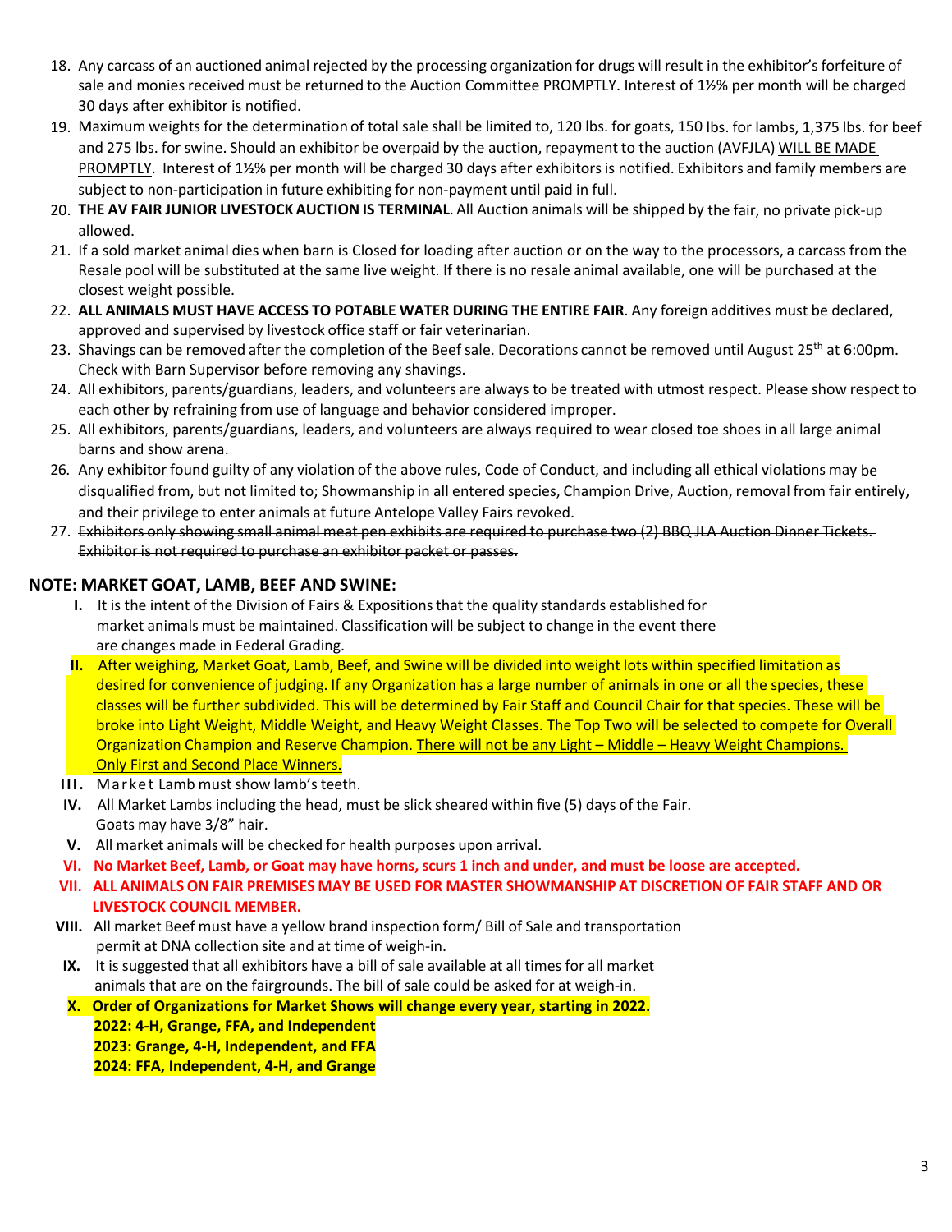18. Any carcass of an auctioned animal rejected by the processing organization for drugs will result in the exhibitor's forfeiture of sale and monies received must be returned to the Auction Committee PROMPTLY. Interest of 1½% per month will be charged 30 days after exhibitor is notified.
19. Maximum weights for the determination of total sale shall be limited to, 120 lbs. for goats, 150 lbs. for lambs, 1,375 lbs. for beef and 275 lbs. for swine. Should an exhibitor be overpaid by the auction, repayment to the auction (AVFJLA) <u>WILL BE MADE PROMPTLY</u>. Interest of 1½% per month will be charged 30 days after exhibitors is notified. Exhibitors and family members are subject to non-participation in future exhibiting for non-payment until paid in full.
20. **THE AV FAIR JUNIOR LIVESTOCK AUCTION IS TERMINAL**. All Auction animals will be shipped by the fair, no private pick-up allowed.
21. If a sold market animal dies when barn is Closed for loading after auction or on the way to the processors, a carcass from the Resale pool will be substituted at the same live weight. If there is no resale animal available, one will be purchased at the closest weight possible.
22. **ALL ANIMALS MUST HAVE ACCESS TO POTABLE WATER DURING THE ENTIRE FAIR**. Any foreign additives must be declared, approved and supervised by livestock office staff or fair veterinarian.
23. Shavings can be removed after the completion of the Beef sale. Decorations cannot be removed until August 25th at 6:00pm. Check with Barn Supervisor before removing any shavings.
24. All exhibitors, parents/guardians, leaders, and volunteers are always to be treated with utmost respect. Please show respect to each other by refraining from use of language and behavior considered improper.
25. All exhibitors, parents/guardians, leaders, and volunteers are always required to wear closed toe shoes in all large animal barns and show arena.
26. Any exhibitor found guilty of any violation of the above rules, Code of Conduct, and including all ethical violations may be disqualified from, but not limited to; Showmanship in all entered species, Champion Drive, Auction, removal from fair entirely, and their privilege to enter animals at future Antelope Valley Fairs revoked.
27. ~~Exhibitors only showing small animal meat pen exhibits are required to purchase two (2) BBQ JLA Auction Dinner Tickets. Exhibitor is not required to purchase an exhibitor packet or passes.~~

## NOTE: MARKET GOAT, LAMB, BEEF AND SWINE:

I. It is the intent of the Division of Fairs & Expositions that the quality standards established for market animals must be maintained. Classification will be subject to change in the event there are changes made in Federal Grading.

II. After weighing, Market Goat, Lamb, Beef, and Swine will be divided into weight lots within specified limitation as desired for convenience of judging. If any Organization has a large number of animals in one or all the species, these classes will be further subdivided. This will be determined by Fair Staff and Council Chair for that species. These will be broke into Light Weight, Middle Weight, and Heavy Weight Classes. The Top Two will be selected to compete for Overall Organization Champion and Reserve Champion. <u>There will not be any Light – Middle – Heavy Weight Champions. Only First and Second Place Winners.</u>

III. Market Lamb must show lamb's teeth.

IV. All Market Lambs including the head, must be slick sheared within five (5) days of the Fair. Goats may have 3/8" hair.

V. All market animals will be checked for health purposes upon arrival.

VI. **No Market Beef, Lamb, or Goat may have horns, scurs 1 inch and under, and must be loose are accepted.**

VII. **ALL ANIMALS ON FAIR PREMISES MAY BE USED FOR MASTER SHOWMANSHIP AT DISCRETION OF FAIR STAFF AND OR LIVESTOCK COUNCIL MEMBER.**

VIII. All market Beef must have a yellow brand inspection form/ Bill of Sale and transportation permit at DNA collection site and at time of weigh-in.

IX. It is suggested that all exhibitors have a bill of sale available at all times for all market animals that are on the fairgrounds. The bill of sale could be asked for at weigh-in.

X. **Order of Organizations for Market Shows will change every year, starting in 2022.**
**2022: 4-H, Grange, FFA, and Independent**
**2023: Grange, 4-H, Independent, and FFA**
**2024: FFA, Independent, 4-H, and Grange**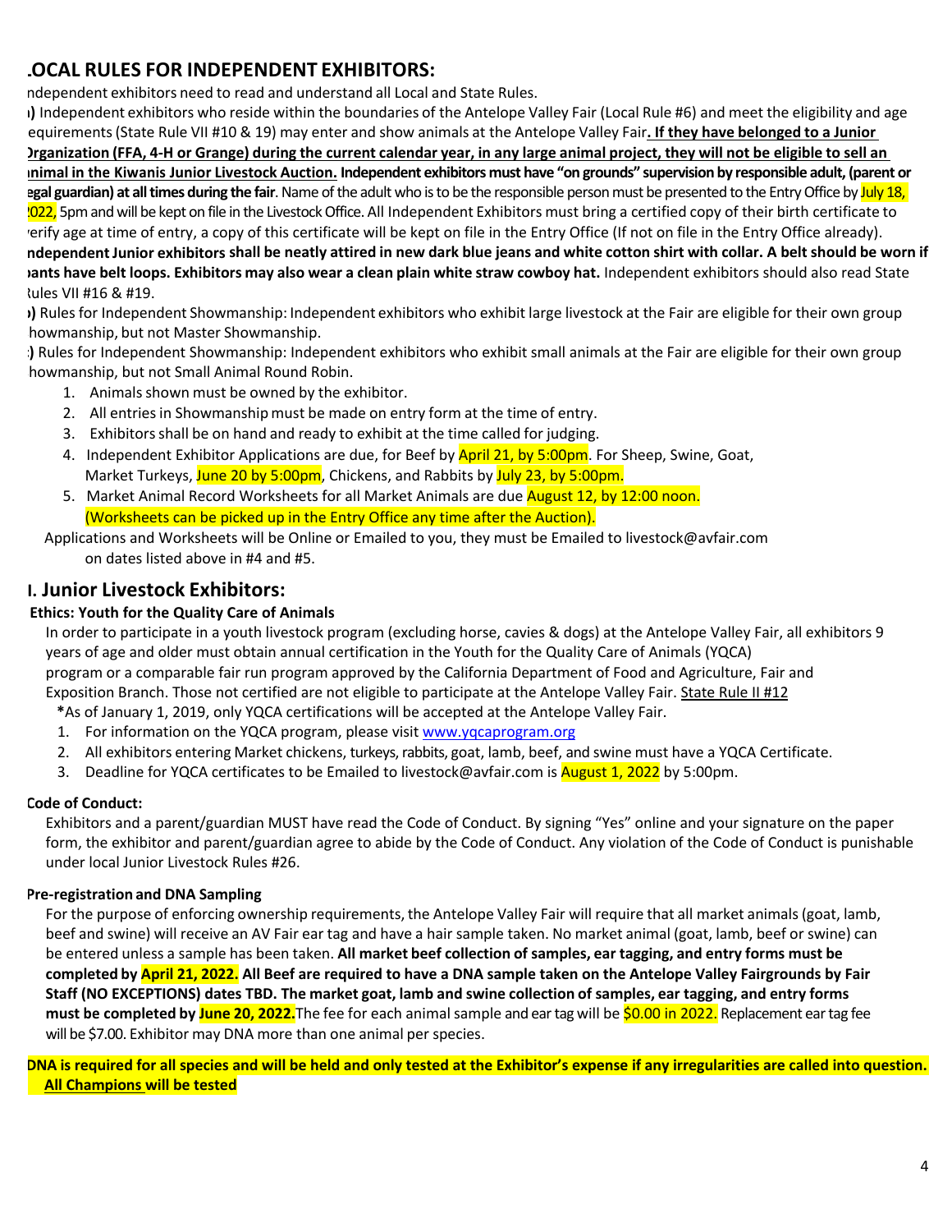## LOCAL RULES FOR INDEPENDENT EXHIBITORS:

Independent exhibitors need to read and understand all Local and State Rules.

**a)** Independent exhibitors who reside within the boundaries of the Antelope Valley Fair (Local Rule #6) and meet the eligibility and age requirements (State Rule VII #10 & 19) may enter and show animals at the Antelope Valley Fair**. If they have belonged to a Junior Organization (FFA, 4-H or Grange) during the current calendar year, in any large animal project, they will not be eligible to sell an animal in the Kiwanis Junior Livestock Auction. Independent exhibitors must have "on grounds" supervision by responsible adult, (parent or legal guardian) at all times during the fair**. Name of the adult who is to be the responsible person must be presented to the Entry Office by July 18, 2022, 5pm and will be kept on file in the Livestock Office. All Independent Exhibitors must bring a certified copy of their birth certificate to verify age at time of entry, a copy of this certificate will be kept on file in the Entry Office (If not on file in the Entry Office already). **Independent Junior exhibitors shall be neatly attired in new dark blue jeans and white cotton shirt with collar. A belt should be worn if pants have belt loops. Exhibitors may also wear a clean plain white straw cowboy hat.** Independent exhibitors should also read State Rules VII #16 & #19.

**b)** Rules for Independent Showmanship: Independent exhibitors who exhibit large livestock at the Fair are eligible for their own group showmanship, but not Master Showmanship.

**c)** Rules for Independent Showmanship: Independent exhibitors who exhibit small animals at the Fair are eligible for their own group showmanship, but not Small Animal Round Robin.

1. Animals shown must be owned by the exhibitor.
2. All entries in Showmanship must be made on entry form at the time of entry.
3. Exhibitors shall be on hand and ready to exhibit at the time called for judging.
4. Independent Exhibitor Applications are due, for Beef by April 21, by 5:00pm. For Sheep, Swine, Goat, Market Turkeys, June 20 by 5:00pm, Chickens, and Rabbits by July 23, by 5:00pm.
5. Market Animal Record Worksheets for all Market Animals are due August 12, by 12:00 noon. (Worksheets can be picked up in the Entry Office any time after the Auction).

Applications and Worksheets will be Online or Emailed to you, they must be Emailed to livestock@avfair.com on dates listed above in #4 and #5.

## I. Junior Livestock Exhibitors:

**Ethics: Youth for the Quality Care of Animals**

In order to participate in a youth livestock program (excluding horse, cavies & dogs) at the Antelope Valley Fair, all exhibitors 9 years of age and older must obtain annual certification in the Youth for the Quality Care of Animals (YQCA) program or a comparable fair run program approved by the California Department of Food and Agriculture, Fair and Exposition Branch. Those not certified are not eligible to participate at the Antelope Valley Fair. State Rule II #12

***As of January 1, 2019, only YQCA certifications will be accepted at the Antelope Valley Fair.

1. For information on the YQCA program, please visit www.yqcaprogram.org
2. All exhibitors entering Market chickens, turkeys, rabbits, goat, lamb, beef, and swine must have a YQCA Certificate.
3. Deadline for YQCA certificates to be Emailed to livestock@avfair.com is August 1, 2022 by 5:00pm.

**Code of Conduct:**

Exhibitors and a parent/guardian MUST have read the Code of Conduct. By signing "Yes" online and your signature on the paper form, the exhibitor and parent/guardian agree to abide by the Code of Conduct. Any violation of the Code of Conduct is punishable under local Junior Livestock Rules #26.

**Pre-registration and DNA Sampling**

For the purpose of enforcing ownership requirements, the Antelope Valley Fair will require that all market animals (goat, lamb, beef and swine) will receive an AV Fair ear tag and have a hair sample taken. No market animal (goat, lamb, beef or swine) can be entered unless a sample has been taken. **All market beef collection of samples, ear tagging, and entry forms must be completed by April 21, 2022. All Beef are required to have a DNA sample taken on the Antelope Valley Fairgrounds by Fair Staff (NO EXCEPTIONS) dates TBD. The market goat, lamb and swine collection of samples, ear tagging, and entry forms must be completed by June 20, 2022.** The fee for each animal sample and ear tag will be $0.00 in 2022. Replacement ear tag fee will be $7.00. Exhibitor may DNA more than one animal per species.

**DNA is required for all species and will be held and only tested at the Exhibitor's expense if any irregularities are called into question. All Champions will be tested**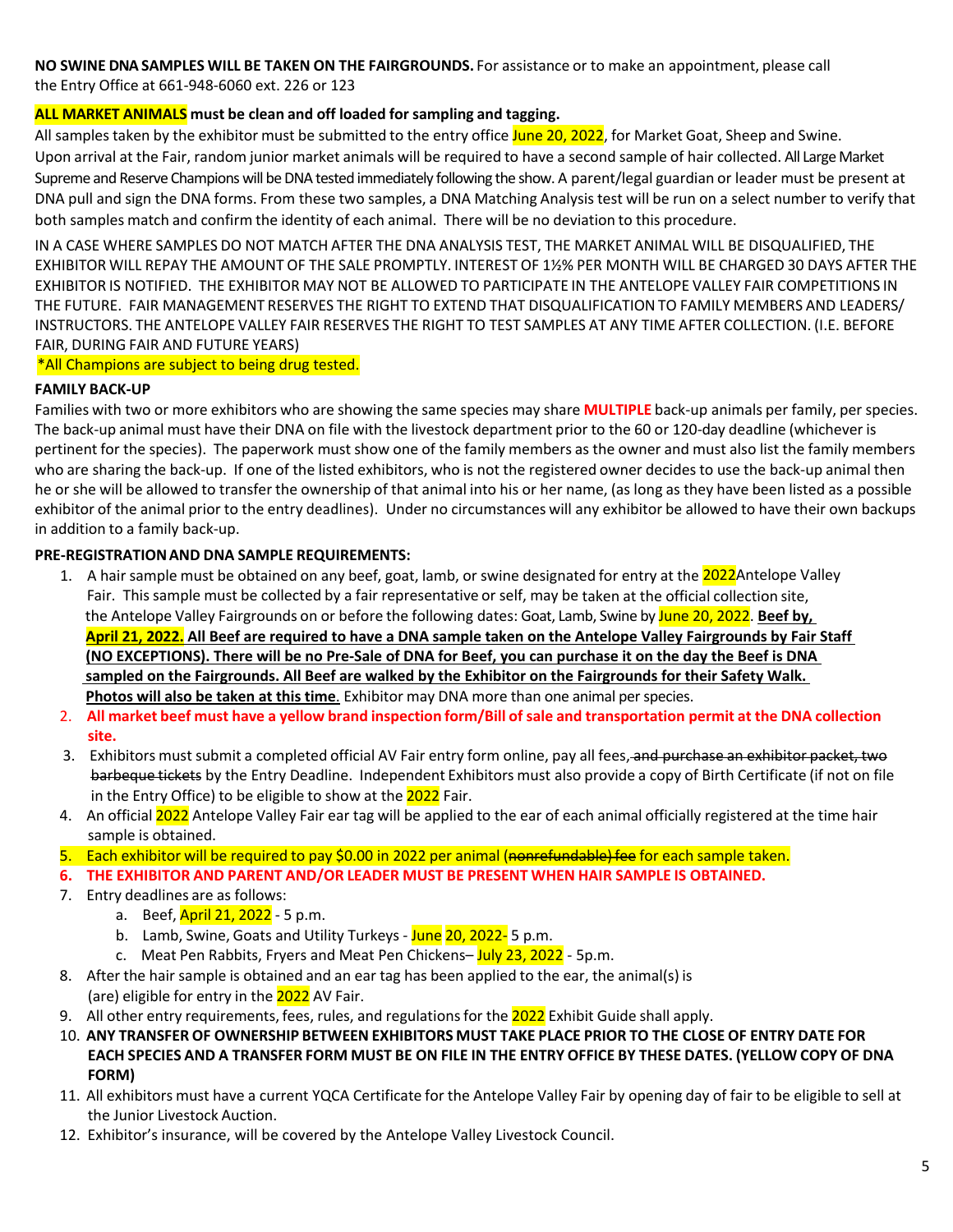**NO SWINE DNA SAMPLES WILL BE TAKEN ON THE FAIRGROUNDS.** For assistance or to make an appointment, please call the Entry Office at 661-948-6060 ext. 226 or 123

**ALL MARKET ANIMALS must be clean and off loaded for sampling and tagging.**

All samples taken by the exhibitor must be submitted to the entry office June 20, 2022, for Market Goat, Sheep and Swine. Upon arrival at the Fair, random junior market animals will be required to have a second sample of hair collected. All Large Market Supreme and Reserve Champions will be DNA tested immediately following the show. A parent/legal guardian or leader must be present at DNA pull and sign the DNA forms. From these two samples, a DNA Matching Analysis test will be run on a select number to verify that both samples match and confirm the identity of each animal. There will be no deviation to this procedure.

IN A CASE WHERE SAMPLES DO NOT MATCH AFTER THE DNA ANALYSIS TEST, THE MARKET ANIMAL WILL BE DISQUALIFIED, THE EXHIBITOR WILL REPAY THE AMOUNT OF THE SALE PROMPTLY. INTEREST OF 1½% PER MONTH WILL BE CHARGED 30 DAYS AFTER THE EXHIBITOR IS NOTIFIED. THE EXHIBITOR MAY NOT BE ALLOWED TO PARTICIPATE IN THE ANTELOPE VALLEY FAIR COMPETITIONS IN THE FUTURE. FAIR MANAGEMENT RESERVES THE RIGHT TO EXTEND THAT DISQUALIFICATION TO FAMILY MEMBERS AND LEADERS/ INSTRUCTORS. THE ANTELOPE VALLEY FAIR RESERVES THE RIGHT TO TEST SAMPLES AT ANY TIME AFTER COLLECTION. (I.E. BEFORE FAIR, DURING FAIR AND FUTURE YEARS)

*All Champions are subject to being drug tested.

**FAMILY BACK-UP**

Families with two or more exhibitors who are showing the same species may share **MULTIPLE** back-up animals per family, per species. The back-up animal must have their DNA on file with the livestock department prior to the 60 or 120-day deadline (whichever is pertinent for the species). The paperwork must show one of the family members as the owner and must also list the family members who are sharing the back-up. If one of the listed exhibitors, who is not the registered owner decides to use the back-up animal then he or she will be allowed to transfer the ownership of that animal into his or her name, (as long as they have been listed as a possible exhibitor of the animal prior to the entry deadlines). Under no circumstances will any exhibitor be allowed to have their own backups in addition to a family back-up.

**PRE-REGISTRATION AND DNA SAMPLE REQUIREMENTS:**

1. A hair sample must be obtained on any beef, goat, lamb, or swine designated for entry at the 2022Antelope Valley Fair. This sample must be collected by a fair representative or self, may be taken at the official collection site, the Antelope Valley Fairgrounds on or before the following dates: Goat, Lamb, Swine by June 20, 2022. **Beef by, April 21, 2022. All Beef are required to have a DNA sample taken on the Antelope Valley Fairgrounds by Fair Staff (NO EXCEPTIONS). There will be no Pre-Sale of DNA for Beef, you can purchase it on the day the Beef is DNA sampled on the Fairgrounds. All Beef are walked by the Exhibitor on the Fairgrounds for their Safety Walk. Photos will also be taken at this time**. Exhibitor may DNA more than one animal per species.
2. **All market beef must have a yellow brand inspection form/Bill of sale and transportation permit at the DNA collection site.**
3. Exhibitors must submit a completed official AV Fair entry form online, pay all fees~~, and purchase an exhibitor packet, two barbeque tickets~~ by the Entry Deadline. Independent Exhibitors must also provide a copy of Birth Certificate (if not on file in the Entry Office) to be eligible to show at the 2022 Fair.
4. An official 2022 Antelope Valley Fair ear tag will be applied to the ear of each animal officially registered at the time hair sample is obtained.
5. Each exhibitor will be required to pay $0.00 in 2022 per animal (~~nonrefundable) fee~~ for each sample taken.
6. **THE EXHIBITOR AND PARENT AND/OR LEADER MUST BE PRESENT WHEN HAIR SAMPLE IS OBTAINED.**
7. Entry deadlines are as follows:
   a. Beef, April 21, 2022 - 5 p.m.
   b. Lamb, Swine, Goats and Utility Turkeys - June 20, 2022- 5 p.m.
   c. Meat Pen Rabbits, Fryers and Meat Pen Chickens– July 23, 2022 - 5p.m.
8. After the hair sample is obtained and an ear tag has been applied to the ear, the animal(s) is (are) eligible for entry in the 2022 AV Fair.
9. All other entry requirements, fees, rules, and regulations for the 2022 Exhibit Guide shall apply.
10. **ANY TRANSFER OF OWNERSHIP BETWEEN EXHIBITORS MUST TAKE PLACE PRIOR TO THE CLOSE OF ENTRY DATE FOR EACH SPECIES AND A TRANSFER FORM MUST BE ON FILE IN THE ENTRY OFFICE BY THESE DATES. (YELLOW COPY OF DNA FORM)**
11. All exhibitors must have a current YQCA Certificate for the Antelope Valley Fair by opening day of fair to be eligible to sell at the Junior Livestock Auction.
12. Exhibitor's insurance, will be covered by the Antelope Valley Livestock Council.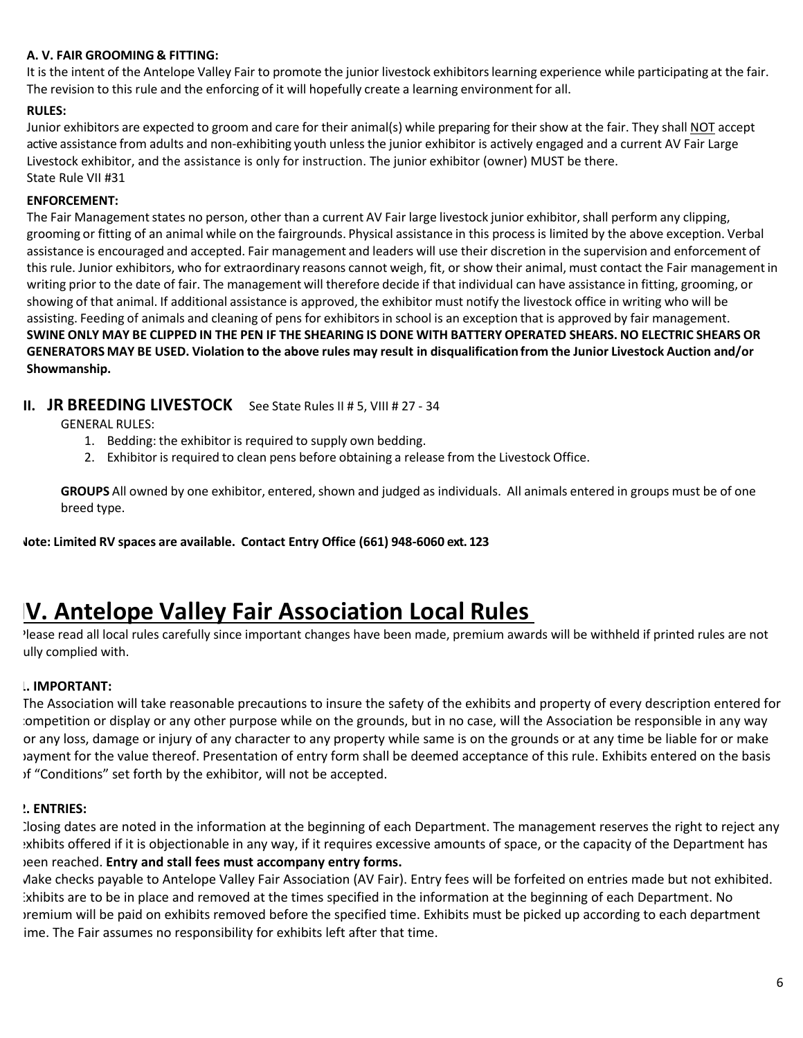**A. V. FAIR GROOMING & FITTING:**

It is the intent of the Antelope Valley Fair to promote the junior livestock exhibitors learning experience while participating at the fair. The revision to this rule and the enforcing of it will hopefully create a learning environment for all.

**RULES:**

Junior exhibitors are expected to groom and care for their animal(s) while preparing for their show at the fair. They shall NOT accept active assistance from adults and non-exhibiting youth unless the junior exhibitor is actively engaged and a current AV Fair Large Livestock exhibitor, and the assistance is only for instruction. The junior exhibitor (owner) MUST be there.
State Rule VII #31

**ENFORCEMENT:**

The Fair Management states no person, other than a current AV Fair large livestock junior exhibitor, shall perform any clipping, grooming or fitting of an animal while on the fairgrounds. Physical assistance in this process is limited by the above exception. Verbal assistance is encouraged and accepted. Fair management and leaders will use their discretion in the supervision and enforcement of this rule. Junior exhibitors, who for extraordinary reasons cannot weigh, fit, or show their animal, must contact the Fair management in writing prior to the date of fair. The management will therefore decide if that individual can have assistance in fitting, grooming, or showing of that animal. If additional assistance is approved, the exhibitor must notify the livestock office in writing who will be assisting. Feeding of animals and cleaning of pens for exhibitors in school is an exception that is approved by fair management. **SWINE ONLY MAY BE CLIPPED IN THE PEN IF THE SHEARING IS DONE WITH BATTERY OPERATED SHEARS. NO ELECTRIC SHEARS OR GENERATORS MAY BE USED. Violation to the above rules may result in disqualification from the Junior Livestock Auction and/or Showmanship.**

## II. JR BREEDING LIVESTOCK    See State Rules II # 5, VIII # 27 - 34

GENERAL RULES:

1. Bedding: the exhibitor is required to supply own bedding.
2. Exhibitor is required to clean pens before obtaining a release from the Livestock Office.

**GROUPS** All owned by one exhibitor, entered, shown and judged as individuals. All animals entered in groups must be of one breed type.

**Note: Limited RV spaces are available. Contact Entry Office (661) 948-6060 ext. 123**

# IV. Antelope Valley Fair Association Local Rules

Please read all local rules carefully since important changes have been made, premium awards will be withheld if printed rules are not fully complied with.

**1. IMPORTANT:**

The Association will take reasonable precautions to insure the safety of the exhibits and property of every description entered for competition or display or any other purpose while on the grounds, but in no case, will the Association be responsible in any way for any loss, damage or injury of any character to any property while same is on the grounds or at any time be liable for or make payment for the value thereof. Presentation of entry form shall be deemed acceptance of this rule. Exhibits entered on the basis of "Conditions" set forth by the exhibitor, will not be accepted.

**2. ENTRIES:**

Closing dates are noted in the information at the beginning of each Department. The management reserves the right to reject any exhibits offered if it is objectionable in any way, if it requires excessive amounts of space, or the capacity of the Department has been reached. **Entry and stall fees must accompany entry forms.**

Make checks payable to Antelope Valley Fair Association (AV Fair). Entry fees will be forfeited on entries made but not exhibited. Exhibits are to be in place and removed at the times specified in the information at the beginning of each Department. No premium will be paid on exhibits removed before the specified time. Exhibits must be picked up according to each department time. The Fair assumes no responsibility for exhibits left after that time.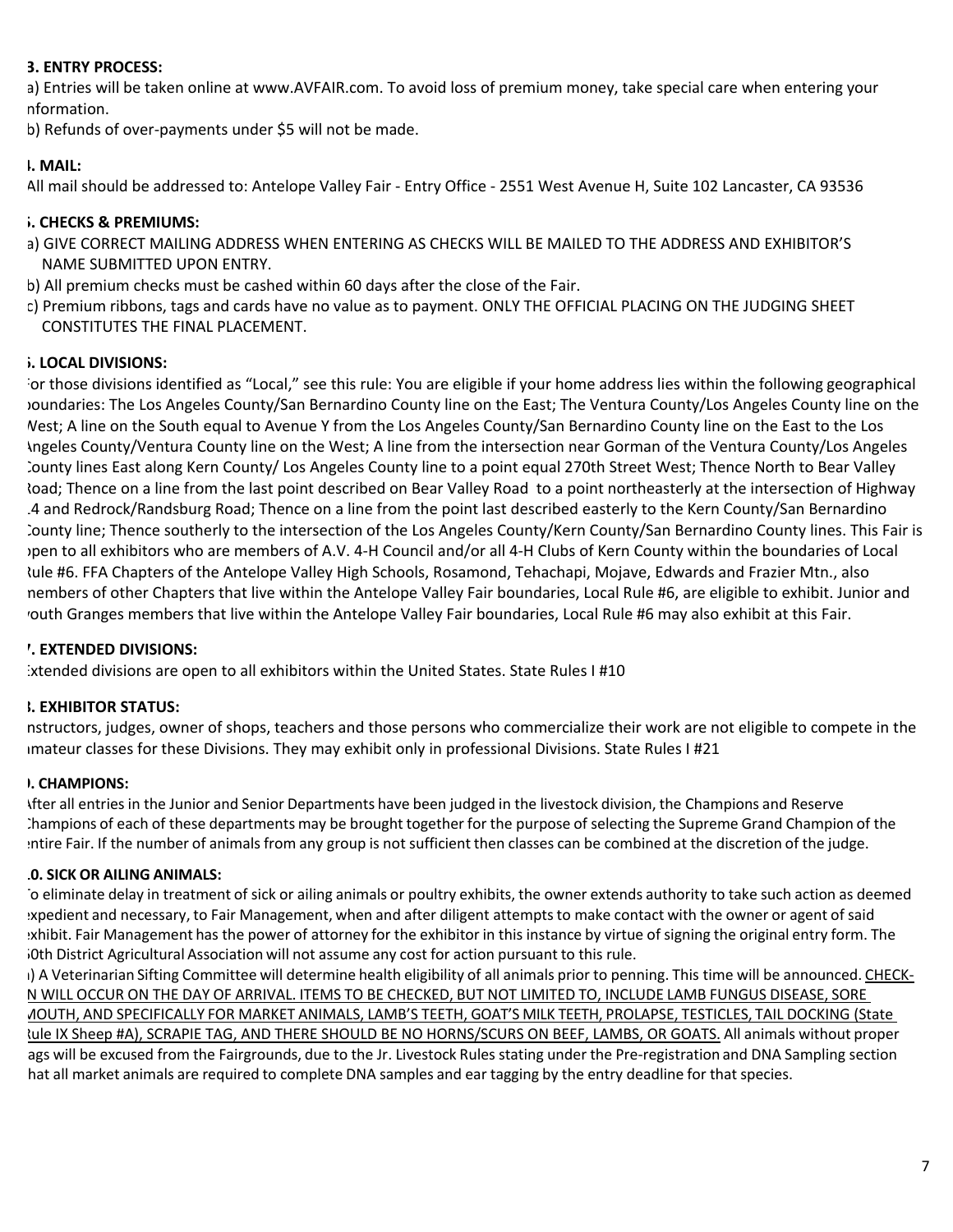**3. ENTRY PROCESS:**

a) Entries will be taken online at www.AVFAIR.com. To avoid loss of premium money, take special care when entering your information.

b) Refunds of over-payments under $5 will not be made.

**4. MAIL:**

All mail should be addressed to: Antelope Valley Fair - Entry Office - 2551 West Avenue H, Suite 102 Lancaster, CA 93536

**5. CHECKS & PREMIUMS:**

a) GIVE CORRECT MAILING ADDRESS WHEN ENTERING AS CHECKS WILL BE MAILED TO THE ADDRESS AND EXHIBITOR'S NAME SUBMITTED UPON ENTRY.

b) All premium checks must be cashed within 60 days after the close of the Fair.

c) Premium ribbons, tags and cards have no value as to payment. ONLY THE OFFICIAL PLACING ON THE JUDGING SHEET CONSTITUTES THE FINAL PLACEMENT.

**6. LOCAL DIVISIONS:**

For those divisions identified as "Local," see this rule: You are eligible if your home address lies within the following geographical boundaries: The Los Angeles County/San Bernardino County line on the East; The Ventura County/Los Angeles County line on the West; A line on the South equal to Avenue Y from the Los Angeles County/San Bernardino County line on the East to the Los Angeles County/Ventura County line on the West; A line from the intersection near Gorman of the Ventura County/Los Angeles County lines East along Kern County/ Los Angeles County line to a point equal 270th Street West; Thence North to Bear Valley Road; Thence on a line from the last point described on Bear Valley Road to a point northeasterly at the intersection of Highway 14 and Redrock/Randsburg Road; Thence on a line from the point last described easterly to the Kern County/San Bernardino County line; Thence southerly to the intersection of the Los Angeles County/Kern County/San Bernardino County lines. This Fair is open to all exhibitors who are members of A.V. 4-H Council and/or all 4-H Clubs of Kern County within the boundaries of Local Rule #6. FFA Chapters of the Antelope Valley High Schools, Rosamond, Tehachapi, Mojave, Edwards and Frazier Mtn., also members of other Chapters that live within the Antelope Valley Fair boundaries, Local Rule #6, are eligible to exhibit. Junior and Youth Granges members that live within the Antelope Valley Fair boundaries, Local Rule #6 may also exhibit at this Fair.

**7. EXTENDED DIVISIONS:**

Extended divisions are open to all exhibitors within the United States. State Rules I #10

**8. EXHIBITOR STATUS:**

Instructors, judges, owner of shops, teachers and those persons who commercialize their work are not eligible to compete in the amateur classes for these Divisions. They may exhibit only in professional Divisions. State Rules I #21

**9. CHAMPIONS:**

After all entries in the Junior and Senior Departments have been judged in the livestock division, the Champions and Reserve Champions of each of these departments may be brought together for the purpose of selecting the Supreme Grand Champion of the entire Fair. If the number of animals from any group is not sufficient then classes can be combined at the discretion of the judge.

**10. SICK OR AILING ANIMALS:**

To eliminate delay in treatment of sick or ailing animals or poultry exhibits, the owner extends authority to take such action as deemed expedient and necessary, to Fair Management, when and after diligent attempts to make contact with the owner or agent of said exhibit. Fair Management has the power of attorney for the exhibitor in this instance by virtue of signing the original entry form. The 50th District Agricultural Association will not assume any cost for action pursuant to this rule.

a) A Veterinarian Sifting Committee will determine health eligibility of all animals prior to penning. This time will be announced. CHECK-IN WILL OCCUR ON THE DAY OF ARRIVAL. ITEMS TO BE CHECKED, BUT NOT LIMITED TO, INCLUDE LAMB FUNGUS DISEASE, SORE MOUTH, AND SPECIFICALLY FOR MARKET ANIMALS, LAMB'S TEETH, GOAT'S MILK TEETH, PROLAPSE, TESTICLES, TAIL DOCKING (State Rule IX Sheep #A), SCRAPIE TAG, AND THERE SHOULD BE NO HORNS/SCURS ON BEEF, LAMBS, OR GOATS. All animals without proper tags will be excused from the Fairgrounds, due to the Jr. Livestock Rules stating under the Pre-registration and DNA Sampling section that all market animals are required to complete DNA samples and ear tagging by the entry deadline for that species.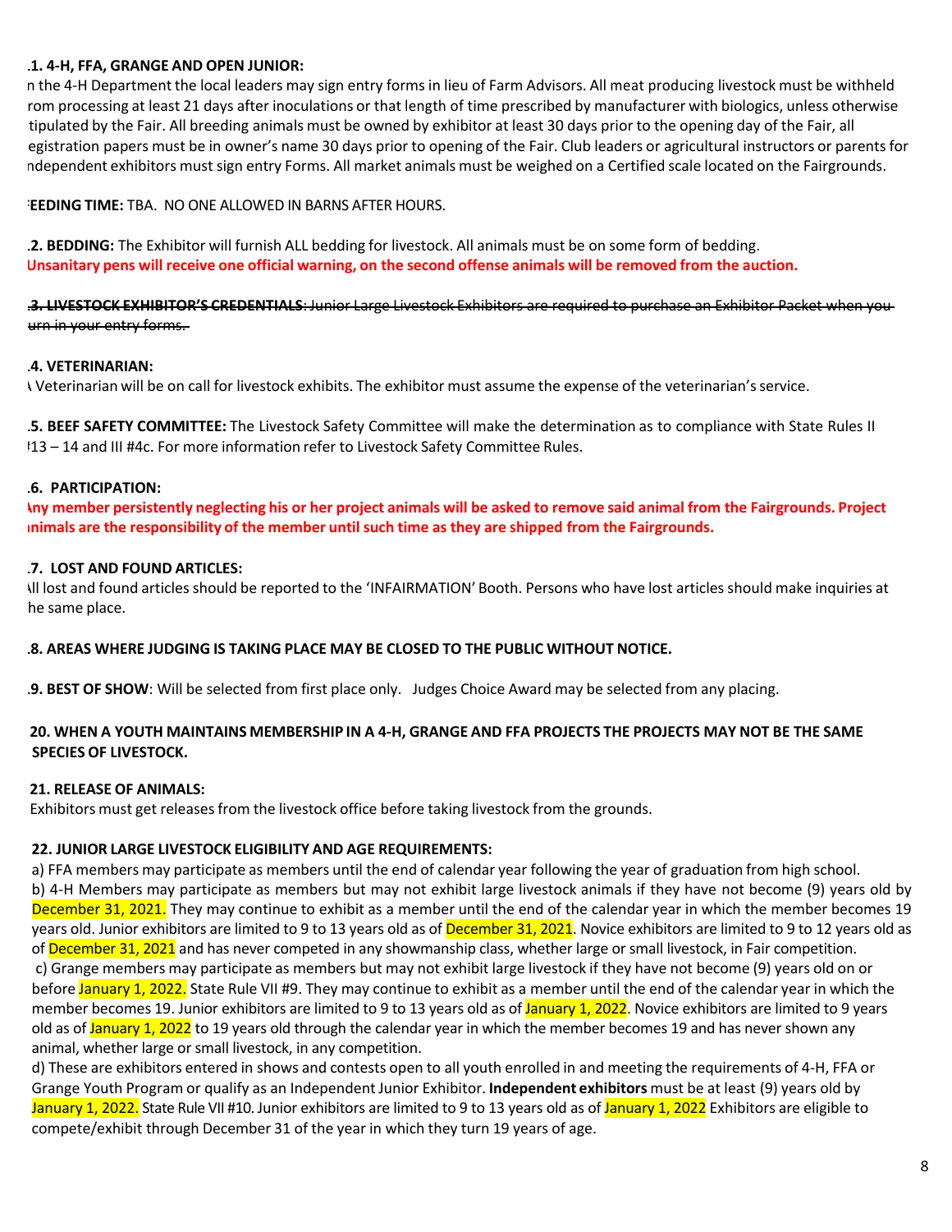**.1. 4-H, FFA, GRANGE AND OPEN JUNIOR:**
n the 4-H Department the local leaders may sign entry forms in lieu of Farm Advisors. All meat producing livestock must be withheld rom processing at least 21 days after inoculations or that length of time prescribed by manufacturer with biologics, unless otherwise tipulated by the Fair. All breeding animals must be owned by exhibitor at least 30 days prior to the opening day of the Fair, all egistration papers must be in owner's name 30 days prior to opening of the Fair. Club leaders or agricultural instructors or parents for ndependent exhibitors must sign entry Forms. All market animals must be weighed on a Certified scale located on the Fairgrounds.

**EEDING TIME:** TBA. NO ONE ALLOWED IN BARNS AFTER HOURS.

**.2. BEDDING:** The Exhibitor will furnish ALL bedding for livestock. All animals must be on some form of bedding. **Unsanitary pens will receive one official warning, on the second offense animals will be removed from the auction.**

~~**.3. LIVESTOCK EXHIBITOR'S CREDENTIALS**: Junior Large Livestock Exhibitors are required to purchase an Exhibitor Packet when you urn in your entry forms.~~

**.4. VETERINARIAN:**
Veterinarian will be on call for livestock exhibits. The exhibitor must assume the expense of the veterinarian's service.

**.5. BEEF SAFETY COMMITTEE:** The Livestock Safety Committee will make the determination as to compliance with State Rules II 13 – 14 and III #4c. For more information refer to Livestock Safety Committee Rules.

**.6. PARTICIPATION:**
**Any member persistently neglecting his or her project animals will be asked to remove said animal from the Fairgrounds. Project nimals are the responsibility of the member until such time as they are shipped from the Fairgrounds.**

**.7. LOST AND FOUND ARTICLES:**
All lost and found articles should be reported to the 'INFAIRMATION' Booth. Persons who have lost articles should make inquiries at he same place.

**.8. AREAS WHERE JUDGING IS TAKING PLACE MAY BE CLOSED TO THE PUBLIC WITHOUT NOTICE.**

**.9. BEST OF SHOW**: Will be selected from first place only. Judges Choice Award may be selected from any placing.

**20. WHEN A YOUTH MAINTAINS MEMBERSHIP IN A 4-H, GRANGE AND FFA PROJECTS THE PROJECTS MAY NOT BE THE SAME SPECIES OF LIVESTOCK.**

**21. RELEASE OF ANIMALS:**
Exhibitors must get releases from the livestock office before taking livestock from the grounds.

**22. JUNIOR LARGE LIVESTOCK ELIGIBILITY AND AGE REQUIREMENTS:**
a) FFA members may participate as members until the end of calendar year following the year of graduation from high school.
b) 4-H Members may participate as members but may not exhibit large livestock animals if they have not become (9) years old by December 31, 2021. They may continue to exhibit as a member until the end of the calendar year in which the member becomes 19 years old. Junior exhibitors are limited to 9 to 13 years old as of December 31, 2021. Novice exhibitors are limited to 9 to 12 years old as of December 31, 2021 and has never competed in any showmanship class, whether large or small livestock, in Fair competition.
c) Grange members may participate as members but may not exhibit large livestock if they have not become (9) years old on or before January 1, 2022. State Rule VII #9. They may continue to exhibit as a member until the end of the calendar year in which the member becomes 19. Junior exhibitors are limited to 9 to 13 years old as of January 1, 2022. Novice exhibitors are limited to 9 years old as of January 1, 2022 to 19 years old through the calendar year in which the member becomes 19 and has never shown any animal, whether large or small livestock, in any competition.
d) These are exhibitors entered in shows and contests open to all youth enrolled in and meeting the requirements of 4-H, FFA or Grange Youth Program or qualify as an Independent Junior Exhibitor. **Independent exhibitors** must be at least (9) years old by January 1, 2022. State Rule VII #10. Junior exhibitors are limited to 9 to 13 years old as of January 1, 2022 Exhibitors are eligible to compete/exhibit through December 31 of the year in which they turn 19 years of age.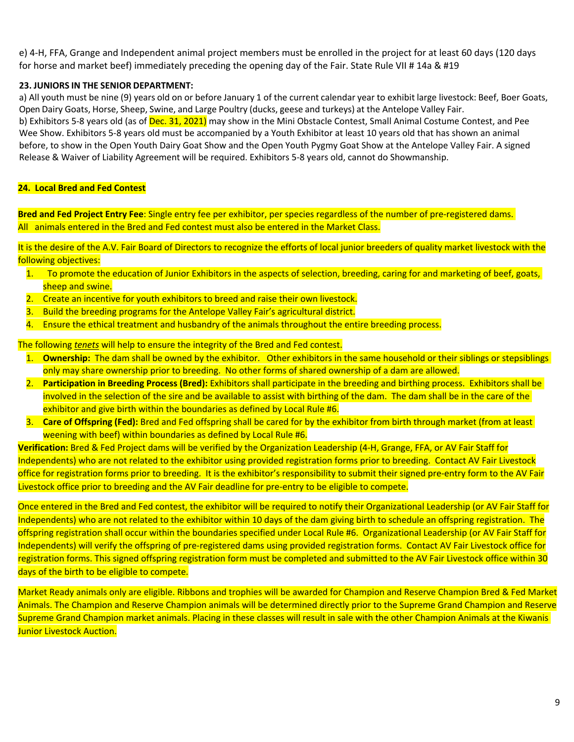e) 4-H, FFA, Grange and Independent animal project members must be enrolled in the project for at least 60 days (120 days for horse and market beef) immediately preceding the opening day of the Fair. State Rule VII # 14a & #19

**23. JUNIORS IN THE SENIOR DEPARTMENT:**

a) All youth must be nine (9) years old on or before January 1 of the current calendar year to exhibit large livestock: Beef, Boer Goats, Open Dairy Goats, Horse, Sheep, Swine, and Large Poultry (ducks, geese and turkeys) at the Antelope Valley Fair.

b) Exhibitors 5-8 years old (as of Dec. 31, 2021) may show in the Mini Obstacle Contest, Small Animal Costume Contest, and Pee Wee Show. Exhibitors 5-8 years old must be accompanied by a Youth Exhibitor at least 10 years old that has shown an animal before, to show in the Open Youth Dairy Goat Show and the Open Youth Pygmy Goat Show at the Antelope Valley Fair. A signed Release & Waiver of Liability Agreement will be required. Exhibitors 5-8 years old, cannot do Showmanship.

**24. Local Bred and Fed Contest**

**Bred and Fed Project Entry Fee**: Single entry fee per exhibitor, per species regardless of the number of pre-registered dams. All animals entered in the Bred and Fed contest must also be entered in the Market Class.

It is the desire of the A.V. Fair Board of Directors to recognize the efforts of local junior breeders of quality market livestock with the following objectives:

1. To promote the education of Junior Exhibitors in the aspects of selection, breeding, caring for and marketing of beef, goats, sheep and swine.
2. Create an incentive for youth exhibitors to breed and raise their own livestock.
3. Build the breeding programs for the Antelope Valley Fair's agricultural district.
4. Ensure the ethical treatment and husbandry of the animals throughout the entire breeding process.

The following *tenets* will help to ensure the integrity of the Bred and Fed contest.

1. **Ownership:** The dam shall be owned by the exhibitor. Other exhibitors in the same household or their siblings or stepsiblings only may share ownership prior to breeding. No other forms of shared ownership of a dam are allowed.
2. **Participation in Breeding Process (Bred):** Exhibitors shall participate in the breeding and birthing process. Exhibitors shall be involved in the selection of the sire and be available to assist with birthing of the dam. The dam shall be in the care of the exhibitor and give birth within the boundaries as defined by Local Rule #6.
3. **Care of Offspring (Fed):** Bred and Fed offspring shall be cared for by the exhibitor from birth through market (from at least weening with beef) within boundaries as defined by Local Rule #6.

**Verification:** Bred & Fed Project dams will be verified by the Organization Leadership (4-H, Grange, FFA, or AV Fair Staff for Independents) who are not related to the exhibitor using provided registration forms prior to breeding. Contact AV Fair Livestock office for registration forms prior to breeding. It is the exhibitor's responsibility to submit their signed pre-entry form to the AV Fair Livestock office prior to breeding and the AV Fair deadline for pre-entry to be eligible to compete.

Once entered in the Bred and Fed contest, the exhibitor will be required to notify their Organizational Leadership (or AV Fair Staff for Independents) who are not related to the exhibitor within 10 days of the dam giving birth to schedule an offspring registration. The offspring registration shall occur within the boundaries specified under Local Rule #6. Organizational Leadership (or AV Fair Staff for Independents) will verify the offspring of pre-registered dams using provided registration forms. Contact AV Fair Livestock office for registration forms. This signed offspring registration form must be completed and submitted to the AV Fair Livestock office within 30 days of the birth to be eligible to compete.

Market Ready animals only are eligible. Ribbons and trophies will be awarded for Champion and Reserve Champion Bred & Fed Market Animals. The Champion and Reserve Champion animals will be determined directly prior to the Supreme Grand Champion and Reserve Supreme Grand Champion market animals. Placing in these classes will result in sale with the other Champion Animals at the Kiwanis Junior Livestock Auction.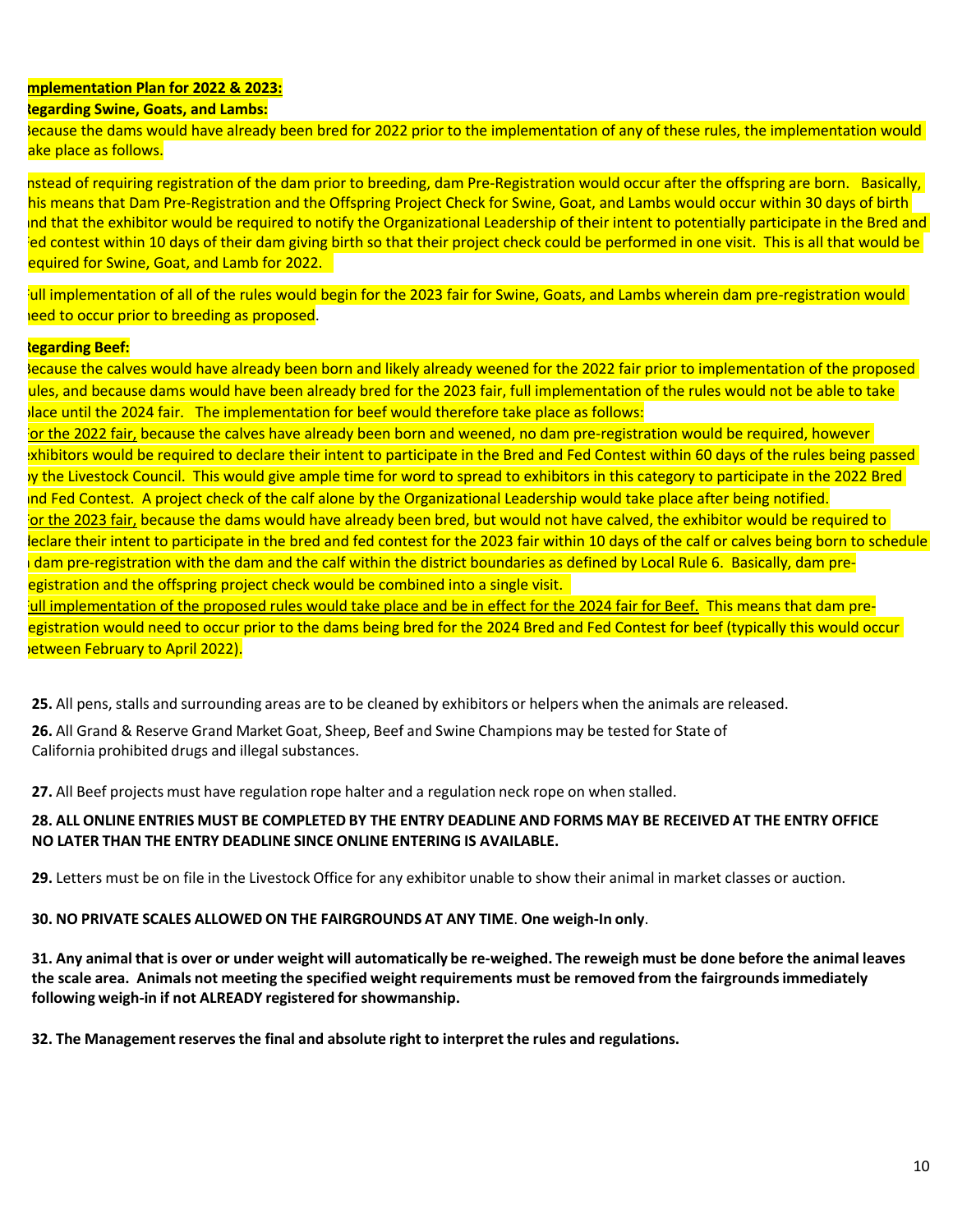**mplementation Plan for 2022 & 2023:**

**Regarding Swine, Goats, and Lambs:**

Because the dams would have already been bred for 2022 prior to the implementation of any of these rules, the implementation would take place as follows.

Instead of requiring registration of the dam prior to breeding, dam Pre-Registration would occur after the offspring are born. Basically, this means that Dam Pre-Registration and the Offspring Project Check for Swine, Goat, and Lambs would occur within 30 days of birth and that the exhibitor would be required to notify the Organizational Leadership of their intent to potentially participate in the Bred and Fed contest within 10 days of their dam giving birth so that their project check could be performed in one visit. This is all that would be required for Swine, Goat, and Lamb for 2022.

Full implementation of all of the rules would begin for the 2023 fair for Swine, Goats, and Lambs wherein dam pre-registration would need to occur prior to breeding as proposed.

**Regarding Beef:**

Because the calves would have already been born and likely already weened for the 2022 fair prior to implementation of the proposed rules, and because dams would have been already bred for the 2023 fair, full implementation of the rules would not be able to take place until the 2024 fair. The implementation for beef would therefore take place as follows:

For the 2022 fair, because the calves have already been born and weened, no dam pre-registration would be required, however exhibitors would be required to declare their intent to participate in the Bred and Fed Contest within 60 days of the rules being passed by the Livestock Council. This would give ample time for word to spread to exhibitors in this category to participate in the 2022 Bred and Fed Contest. A project check of the calf alone by the Organizational Leadership would take place after being notified.

For the 2023 fair, because the dams would have already been bred, but would not have calved, the exhibitor would be required to declare their intent to participate in the bred and fed contest for the 2023 fair within 10 days of the calf or calves being born to schedule a dam pre-registration with the dam and the calf within the district boundaries as defined by Local Rule 6. Basically, dam pre-registration and the offspring project check would be combined into a single visit.

Full implementation of the proposed rules would take place and be in effect for the 2024 fair for Beef. This means that dam pre-registration would need to occur prior to the dams being bred for the 2024 Bred and Fed Contest for beef (typically this would occur between February to April 2022).

**25.** All pens, stalls and surrounding areas are to be cleaned by exhibitors or helpers when the animals are released.

**26.** All Grand & Reserve Grand Market Goat, Sheep, Beef and Swine Champions may be tested for State of California prohibited drugs and illegal substances.

**27.** All Beef projects must have regulation rope halter and a regulation neck rope on when stalled.

**28. ALL ONLINE ENTRIES MUST BE COMPLETED BY THE ENTRY DEADLINE AND FORMS MAY BE RECEIVED AT THE ENTRY OFFICE NO LATER THAN THE ENTRY DEADLINE SINCE ONLINE ENTERING IS AVAILABLE.**

**29.** Letters must be on file in the Livestock Office for any exhibitor unable to show their animal in market classes or auction.

**30. NO PRIVATE SCALES ALLOWED ON THE FAIRGROUNDS AT ANY TIME**. **One weigh-In only**.

**31. Any animal that is over or under weight will automatically be re-weighed. The reweigh must be done before the animal leaves the scale area. Animals not meeting the specified weight requirements must be removed from the fairgrounds immediately following weigh-in if not ALREADY registered for showmanship.**

**32. The Management reserves the final and absolute right to interpret the rules and regulations.**